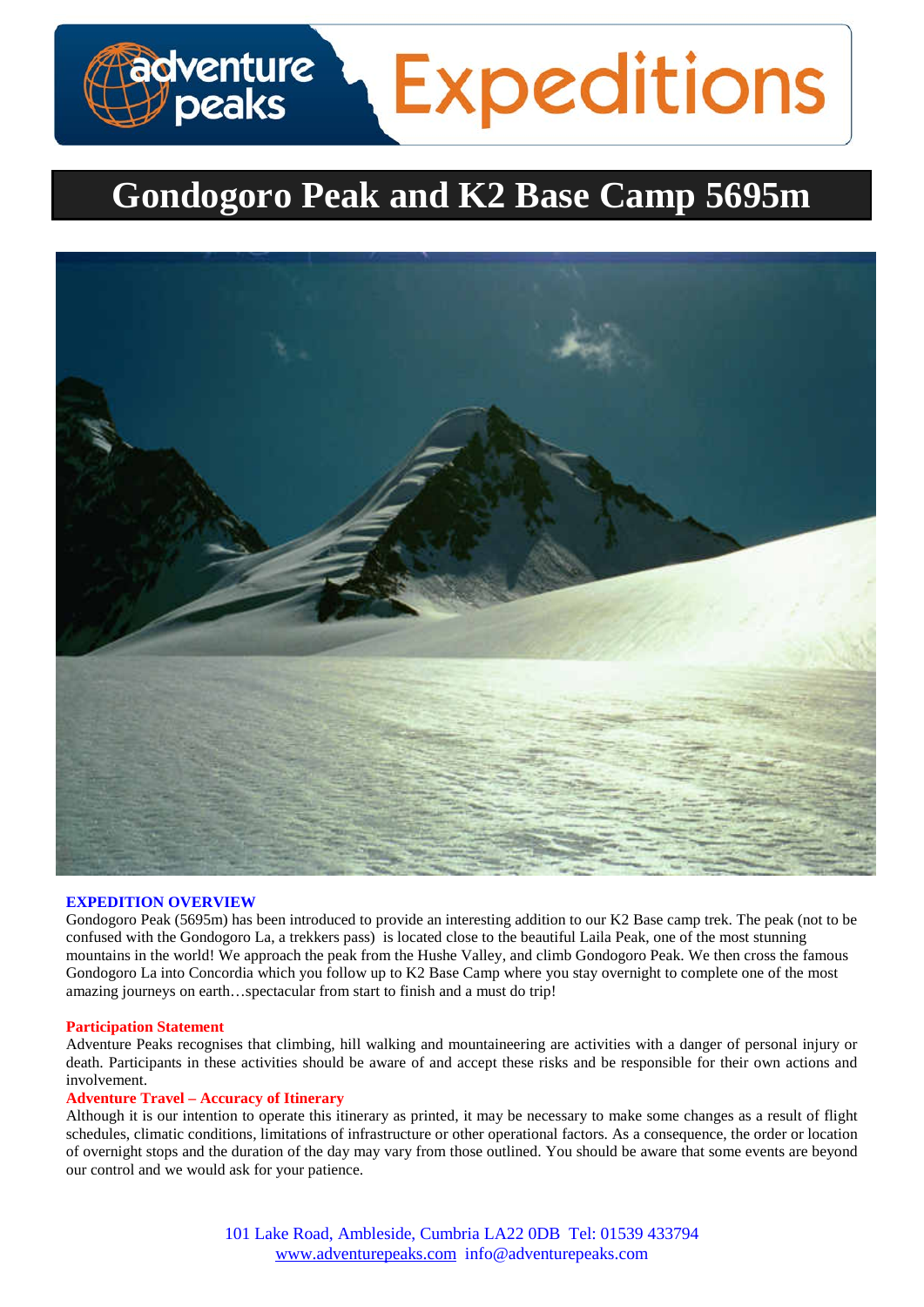# Gondogoro Peak and K2 Base Camp 5695m

**EXPEDITION OVERVIEW**

Gondogoro Peak (5695m) has been introduced to provide an interesting addition to our K2 Base camp trek. The peak (not to be confused with the Gondogoro La, a trekkers pass) is located close to the beautiful Laila Peak, one of the most stunning mountains in the world! We approach the peak from the Hushe Valley, and climb Gondogoro Peak. We then cross the famous Gondogoro La into Concordia which you follow up to K2 Base Camp where you stay overnight to complete one of the most amazing journeys on earth…spectacular from start to finish and a must do trip!

**Participation Statement**

Adventure Peaks recognises that climbing, hill walking and mountaineering are activities with a danger of personal injury or death. Participants in these activities should be aware of and accept these risks and be responsible for their own actions and involvement.

**Adventure Travel – Accuracy of Itinerary**

Although it is our intention to operate this itinerary as printed, it may be necessary to make some changes as a result of flight schedules, climatic conditions, limitations of infrastructure or other operational factors. As a consequence, the order or location of overnight stops and the duration of the day may vary from those outlined. You should be aware that some events are beyond our control and we would ask for your patience.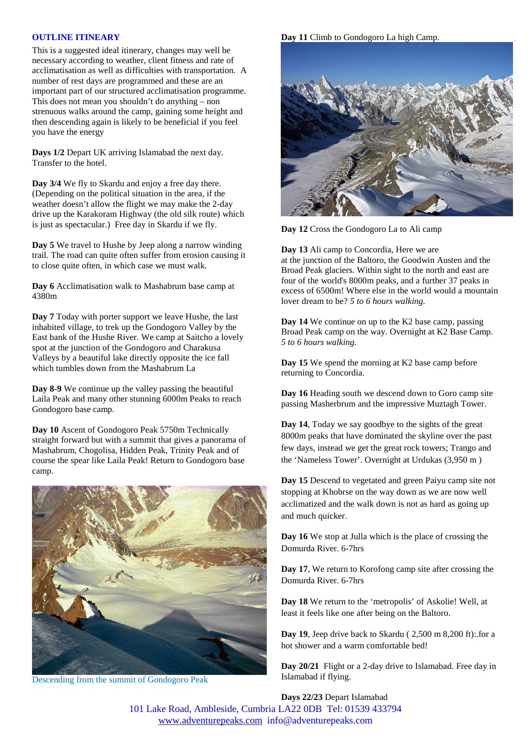## OUTLINE ITINERARY

This is a suggested ideal itinerary, changes may well be necessary according to weather, client fitness and rate of acclimatisation as well as difficulties with transportation. A number of rest days are programmed and these are an important part of our structured acclimatisation programme. This does not mean you shouldn't do anything – non strenuous walks around the camp, gaining some height and then descending again is likely to be beneficial if you feel you have the energy

**Days 1/2** Depart UK arriving Islamabad the next day. Transfer to the hotel.

**Day 3/4** We fly to Skardu and enjoy a free day there. (Depending on the political situation in the area, if the weather doesn't allow the flight we may make the 2-day drive up the Karakoram Highway (the old silk route) which is just as spectacular.) Free day in Skardu if we fly.

**Day 5** We travel to Hushe by Jeep along a narrow winding trail. The road can quite often suffer from erosion causing it to close quite often, in which case we must walk.

**Day 6** Acclimatisation walk to Mashabrum base camp at 4380m

**Day 7** Today with porter support we leave Hushe, the last inhabited village, to trek up the Gondogoro Valley by the East bank of the Hushe River. We camp at Saitcho a lovely spot at the junction of the Gondogoro and Charakusa Valleys by a beautiful lake directly opposite the ice fall which tumbles down from the Mashabrum La

**Day 8-9** We continue up the valley passing the beautiful Laila Peak and many other stunning 6000m Peaks to reach Gondogoro base camp.

**Day 10** Ascent of Gondogoro Peak 5750m Technically straight forward but with a summit that gives a panorama of Mashabrum, Chogolisa, Hidden Peak, Trinity Peak and of course the spear like Laila Peak! Return to Gondogoro base camp.

Descending from the summit of Gondogoro Peak

**Day 11** Climb to Gondogoro La high Camp.

**Day 12** Cross the Gondogoro La to Ali camp

**Day 13** Ali camp to Concordia, Here we are at the junction of the Baltoro, the Goodwin Austen and the Broad Peak glaciers. Within sight to the north and east are four of the world's 8000m peaks, and a further 37 peaks in excess of 6500m! Where else in the world would a mountain lover dream to be? *5 to 6 hours walking.*

**Day 14** We continue on up to the K2 base camp, passing Broad Peak camp on the way. Overnight at K2 Base Camp. *5 to 6 hours walking.*

**Day 15** We spend the morning at K2 base camp before returning to Concordia.

**Day 16** Heading south we descend down to Goro camp site passing Masherbrum and the impressive Muztagh Tower.

**Day 14**, Today we say goodbye to the sights of the great 8000m peaks that have dominated the skyline over the past few days, instead we get the great rock towers; Trango and the 'Nameless Tower'. Overnight at Urdukas (3,950 m )

**Day 15** Descend to vegetated and green Paiyu camp site not stopping at Khobrse on the way down as we are now well acclimatized and the walk down is not as hard as going up and much quicker.

**Day 16** We stop at Julla which is the place of crossing the Domurda River. 6-7hrs

**Day 17**, We return to Korofong camp site after crossing the Domurda River. 6-7hrs

**Day 18** We return to the 'metropolis' of Askolie! Well, at least it feels like one after being on the Baltoro.

**Day 19**, Jeep drive back to Skardu ( 2,500 m 8,200 ft):.for a hot shower and a warm comfortable bed!

**Day 20/21** Flight or a 2-day drive to Islamabad. Free day in Islamabad if flying.

**Days 22/23** Depart Islamabad

101 Lake Road, Ambleside, Cumbria LA22 0DB Tel: 01539 433794
www.adventurepeaks.com info@adventurepeaks.com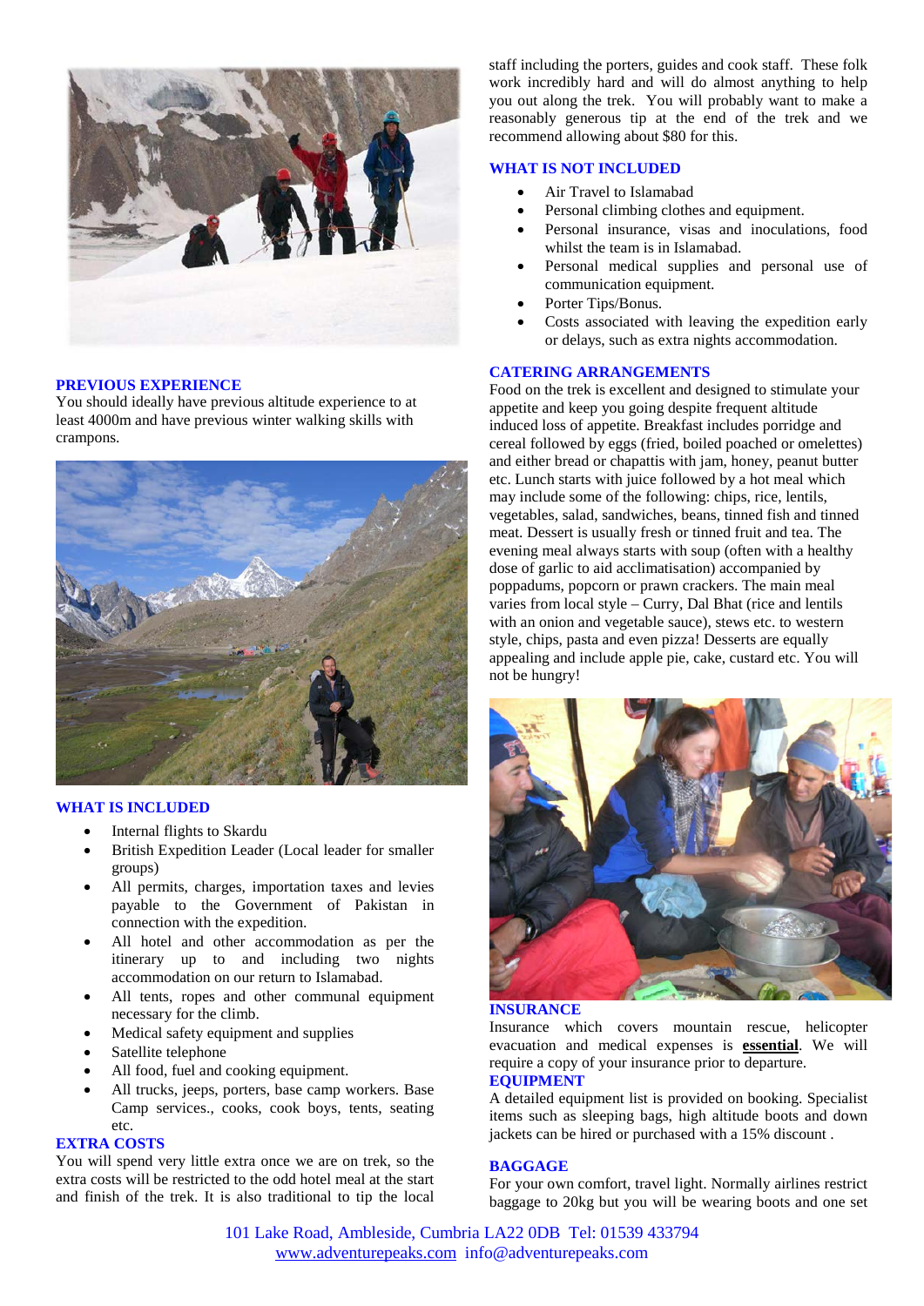## PREVIOUS EXPERIENCE

You should ideally have previous altitude experience to at least 4000m and have previous winter walking skills with crampons.

## WHAT IS INCLUDED

- Internal flights to Skardu
- British Expedition Leader (Local leader for smaller groups)
- All permits, charges, importation taxes and levies payable to the Government of Pakistan in connection with the expedition.
- All hotel and other accommodation as per the itinerary up to and including two nights accommodation on our return to Islamabad.
- All tents, ropes and other communal equipment necessary for the climb.
- Medical safety equipment and supplies
- Satellite telephone
- All food, fuel and cooking equipment.
- All trucks, jeeps, porters, base camp workers. Base Camp services., cooks, cook boys, tents, seating etc.

## EXTRA COSTS

You will spend very little extra once we are on trek, so the extra costs will be restricted to the odd hotel meal at the start and finish of the trek. It is also traditional to tip the local staff including the porters, guides and cook staff. These folk work incredibly hard and will do almost anything to help you out along the trek. You will probably want to make a reasonably generous tip at the end of the trek and we recommend allowing about $80 for this.

## WHAT IS NOT INCLUDED

- Air Travel to Islamabad
- Personal climbing clothes and equipment.
- Personal insurance, visas and inoculations, food whilst the team is in Islamabad.
- Personal medical supplies and personal use of communication equipment.
- Porter Tips/Bonus.
- Costs associated with leaving the expedition early or delays, such as extra nights accommodation.

## CATERING ARRANGEMENTS

Food on the trek is excellent and designed to stimulate your appetite and keep you going despite frequent altitude induced loss of appetite. Breakfast includes porridge and cereal followed by eggs (fried, boiled poached or omelettes) and either bread or chapattis with jam, honey, peanut butter etc. Lunch starts with juice followed by a hot meal which may include some of the following: chips, rice, lentils, vegetables, salad, sandwiches, beans, tinned fish and tinned meat. Dessert is usually fresh or tinned fruit and tea. The evening meal always starts with soup (often with a healthy dose of garlic to aid acclimatisation) accompanied by poppadums, popcorn or prawn crackers. The main meal varies from local style – Curry, Dal Bhat (rice and lentils with an onion and vegetable sauce), stews etc. to western style, chips, pasta and even pizza! Desserts are equally appealing and include apple pie, cake, custard etc. You will not be hungry!

## INSURANCE

Insurance which covers mountain rescue, helicopter evacuation and medical expenses is **essential**. We will require a copy of your insurance prior to departure.

## EQUIPMENT

A detailed equipment list is provided on booking. Specialist items such as sleeping bags, high altitude boots and down jackets can be hired or purchased with a 15% discount .

## BAGGAGE

For your own comfort, travel light. Normally airlines restrict baggage to 20kg but you will be wearing boots and one set

101 Lake Road, Ambleside, Cumbria LA22 0DB Tel: 01539 433794
www.adventurepeaks.com info@adventurepeaks.com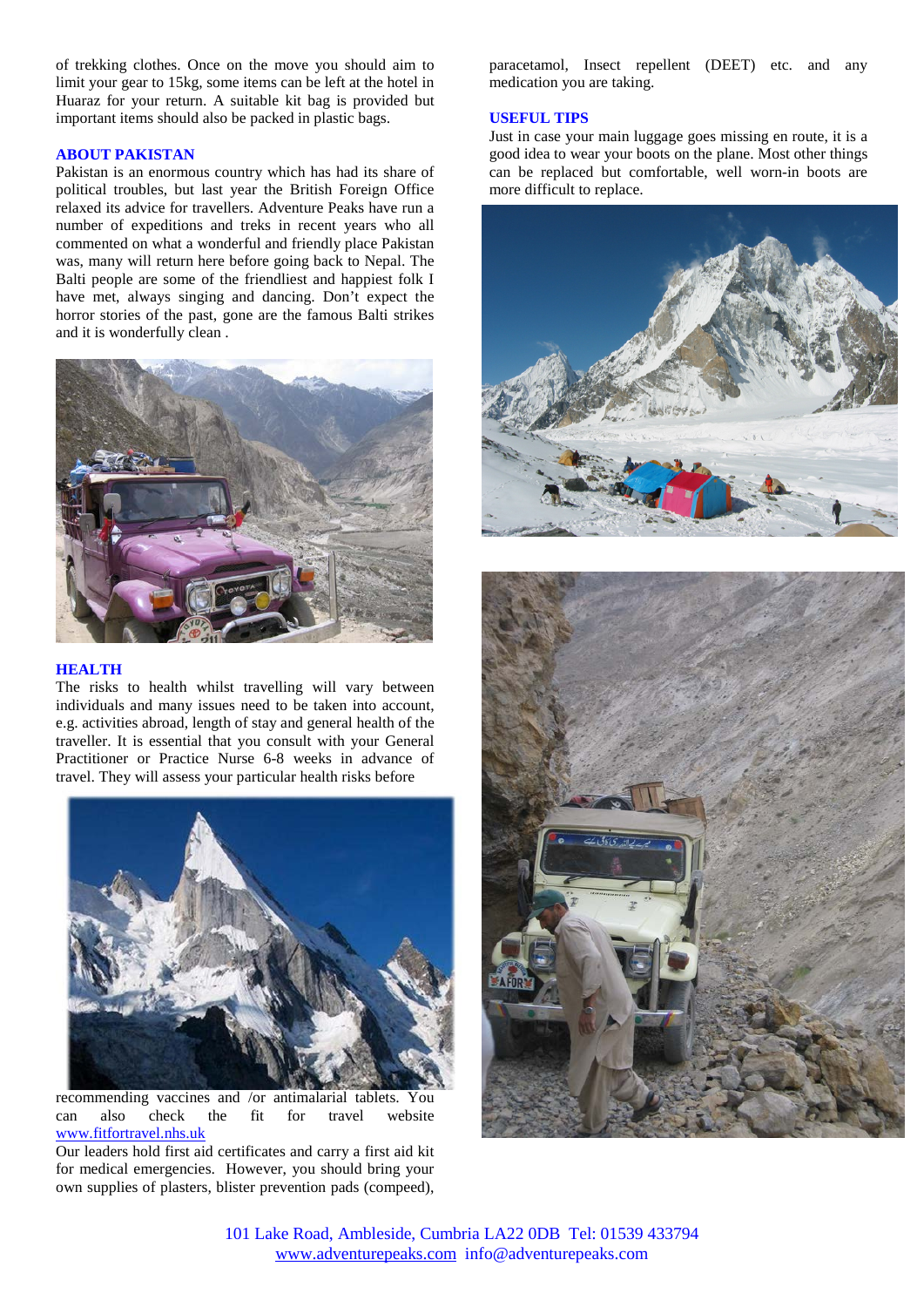of trekking clothes. Once on the move you should aim to limit your gear to 15kg, some items can be left at the hotel in Huaraz for your return. A suitable kit bag is provided but important items should also be packed in plastic bags.

## ABOUT PAKISTAN

Pakistan is an enormous country which has had its share of political troubles, but last year the British Foreign Office relaxed its advice for travellers. Adventure Peaks have run a number of expeditions and treks in recent years who all commented on what a wonderful and friendly place Pakistan was, many will return here before going back to Nepal. The Balti people are some of the friendliest and happiest folk I have met, always singing and dancing. Don't expect the horror stories of the past, gone are the famous Balti strikes and it is wonderfully clean .

## HEALTH

The risks to health whilst travelling will vary between individuals and many issues need to be taken into account, e.g. activities abroad, length of stay and general health of the traveller. It is essential that you consult with your General Practitioner or Practice Nurse 6-8 weeks in advance of travel. They will assess your particular health risks before recommending vaccines and /or antimalarial tablets. You can also check the fit for travel website www.fitfortravel.nhs.uk

Our leaders hold first aid certificates and carry a first aid kit for medical emergencies. However, you should bring your own supplies of plasters, blister prevention pads (compeed), paracetamol, Insect repellent (DEET) etc. and any medication you are taking.

## USEFUL TIPS

Just in case your main luggage goes missing en route, it is a good idea to wear your boots on the plane. Most other things can be replaced but comfortable, well worn-in boots are more difficult to replace.

101 Lake Road, Ambleside, Cumbria LA22 0DB Tel: 01539 433794
www.adventurepeaks.com info@adventurepeaks.com